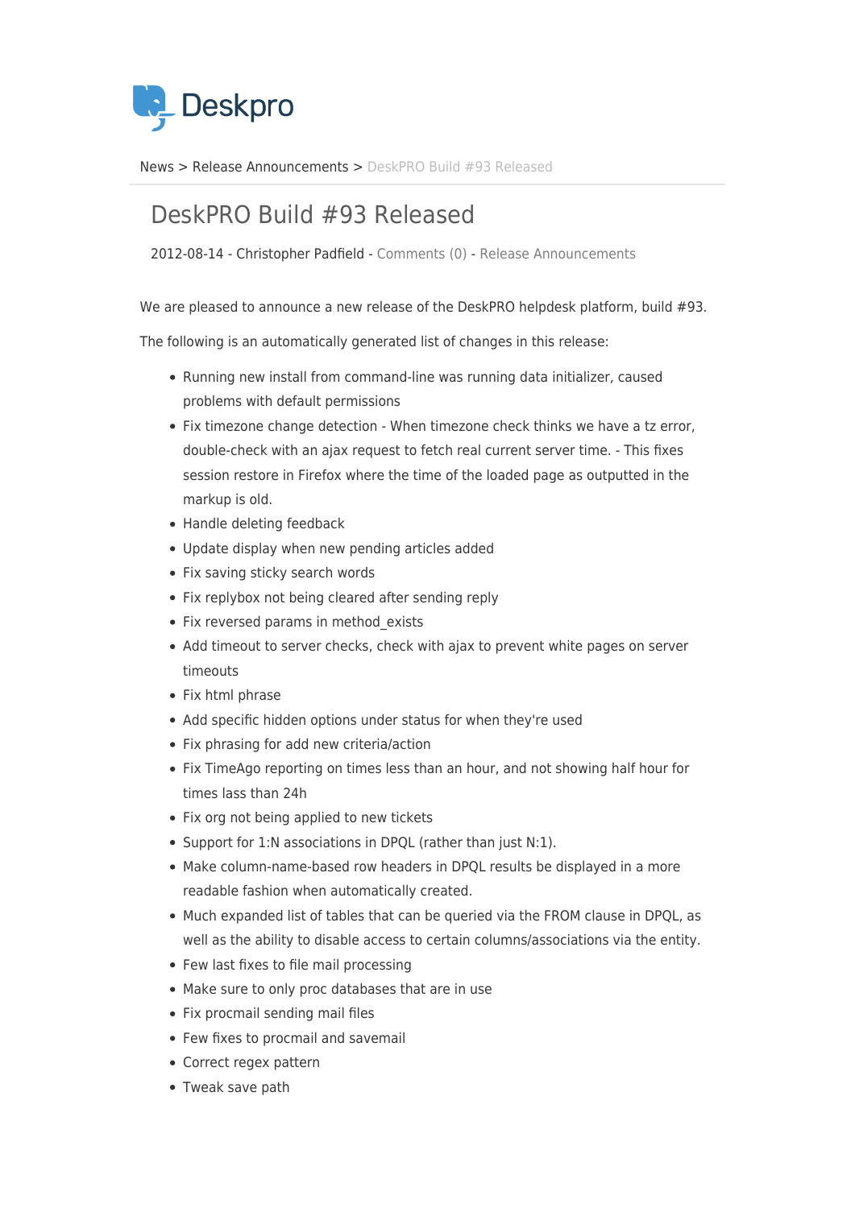Deskpro

News > Release Announcements > DeskPRO Build #93 Released

# DeskPRO Build #93 Released

2012-08-14 - Christopher Padfield - Comments (0) - Release Announcements

We are pleased to announce a new release of the DeskPRO helpdesk platform, build #93.

The following is an automatically generated list of changes in this release:

- Running new install from command-line was running data initializer, caused problems with default permissions
- Fix timezone change detection - When timezone check thinks we have a tz error, double-check with an ajax request to fetch real current server time. - This fixes session restore in Firefox where the time of the loaded page as outputted in the markup is old.
- Handle deleting feedback
- Update display when new pending articles added
- Fix saving sticky search words
- Fix replybox not being cleared after sending reply
- Fix reversed params in method_exists
- Add timeout to server checks, check with ajax to prevent white pages on server timeouts
- Fix html phrase
- Add specific hidden options under status for when they're used
- Fix phrasing for add new criteria/action
- Fix TimeAgo reporting on times less than an hour, and not showing half hour for times lass than 24h
- Fix org not being applied to new tickets
- Support for 1:N associations in DPQL (rather than just N:1).
- Make column-name-based row headers in DPQL results be displayed in a more readable fashion when automatically created.
- Much expanded list of tables that can be queried via the FROM clause in DPQL, as well as the ability to disable access to certain columns/associations via the entity.
- Few last fixes to file mail processing
- Make sure to only proc databases that are in use
- Fix procmail sending mail files
- Few fixes to procmail and savemail
- Correct regex pattern
- Tweak save path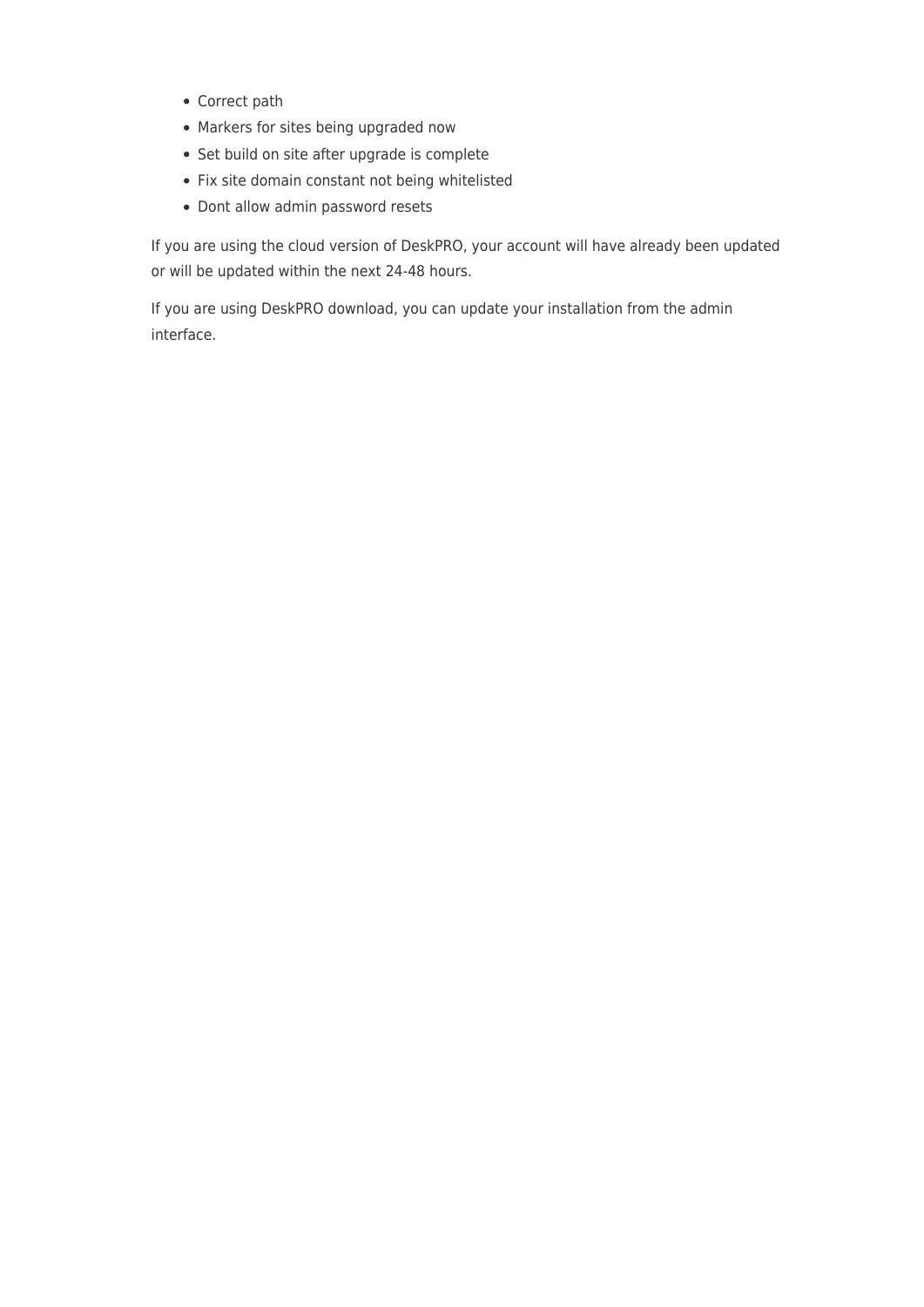- Correct path
- Markers for sites being upgraded now
- Set build on site after upgrade is complete
- Fix site domain constant not being whitelisted
- Dont allow admin password resets

If you are using the cloud version of DeskPRO, your account will have already been updated or will be updated within the next 24-48 hours.

If you are using DeskPRO download, you can update your installation from the admin interface.